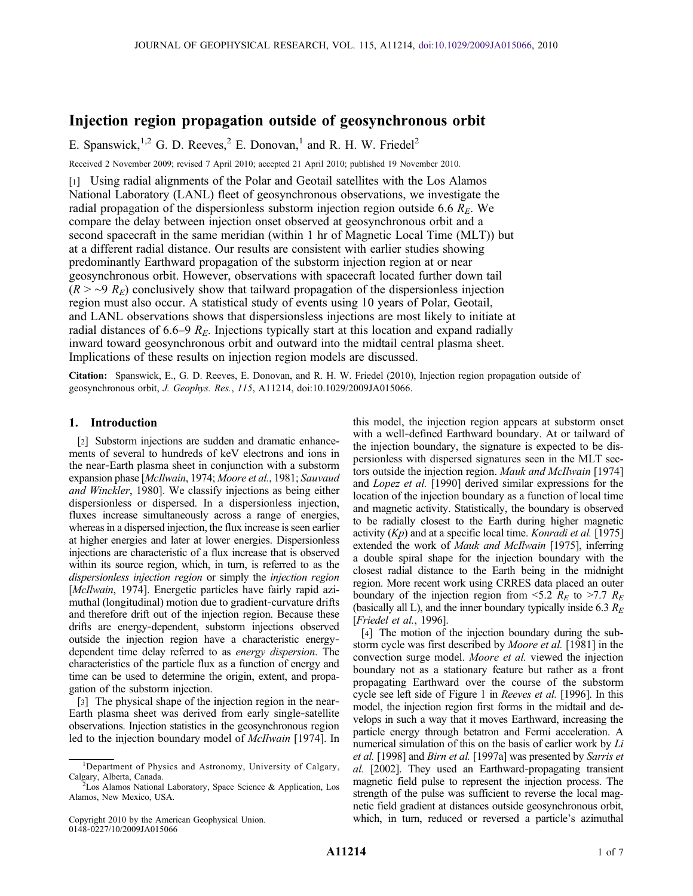# Injection region propagation outside of geosynchronous orbit

E. Spanswick,[1,2] G. D. Reeves,[2] E. Donovan,[1] and R. H. W. Friedel[2]

Received 2 November 2009; revised 7 April 2010; accepted 21 April 2010; published 19 November 2010.

[1] Using radial alignments of the Polar and Geotail satellites with the Los Alamos National Laboratory (LANL) fleet of geosynchronous observations, we investigate the radial propagation of the dispersionless substorm injection region outside 6.6 $R_E$. We compare the delay between injection onset observed at geosynchronous orbit and a second spacecraft in the same meridian (within 1 hr of Magnetic Local Time (MLT)) but at a different radial distance. Our results are consistent with earlier studies showing predominantly Earthward propagation of the substorm injection region at or near geosynchronous orbit. However, observations with spacecraft located further down tail ($R > \sim 9$ $R_E$) conclusively show that tailward propagation of the dispersionless injection region must also occur. A statistical study of events using 10 years of Polar, Geotail, and LANL observations shows that dispersionless injections are most likely to initiate at radial distances of 6.6–9 $R_E$. Injections typically start at this location and expand radially inward toward geosynchronous orbit and outward into the midtail central plasma sheet. Implications of these results on injection region models are discussed.

**Citation:** Spanswick, E., G. D. Reeves, E. Donovan, and R. H. W. Friedel (2010), Injection region propagation outside of geosynchronous orbit, *J. Geophys. Res.*, *115*, A11214, doi:10.1029/2009JA015066.

## 1. Introduction

[2] Substorm injections are sudden and dramatic enhancements of several to hundreds of keV electrons and ions in the near-Earth plasma sheet in conjunction with a substorm expansion phase [*McIlwain*, 1974; *Moore et al.*, 1981; *Sauvaud and Winckler*, 1980]. We classify injections as being either dispersionless or dispersed. In a dispersionless injection, fluxes increase simultaneously across a range of energies, whereas in a dispersed injection, the flux increase is seen earlier at higher energies and later at lower energies. Dispersionless injections are characteristic of a flux increase that is observed within its source region, which, in turn, is referred to as the *dispersionless injection region* or simply the *injection region* [*McIlwain*, 1974]. Energetic particles have fairly rapid azimuthal (longitudinal) motion due to gradient-curvature drifts and therefore drift out of the injection region. Because these drifts are energy-dependent, substorm injections observed outside the injection region have a characteristic energy-dependent time delay referred to as *energy dispersion*. The characteristics of the particle flux as a function of energy and time can be used to determine the origin, extent, and propagation of the substorm injection.

[3] The physical shape of the injection region in the near-Earth plasma sheet was derived from early single-satellite observations. Injection statistics in the geosynchronous region led to the injection boundary model of *McIlwain* [1974]. In this model, the injection region appears at substorm onset with a well-defined Earthward boundary. At or tailward of the injection boundary, the signature is expected to be dispersionless with dispersed signatures seen in the MLT sectors outside the injection region. *Mauk and McIlwain* [1974] and *Lopez et al.* [1990] derived similar expressions for the location of the injection boundary as a function of local time and magnetic activity. Statistically, the boundary is observed to be radially closest to the Earth during higher magnetic activity ($Kp$) and at a specific local time. *Konradi et al.* [1975] extended the work of *Mauk and McIlwain* [1975], inferring a double spiral shape for the injection boundary with the closest radial distance to the Earth being in the midnight region. More recent work using CRRES data placed an outer boundary of the injection region from <5.2 $R_E$ to >7.7 $R_E$ (basically all L), and the inner boundary typically inside 6.3 $R_E$ [*Friedel et al.*, 1996].

[4] The motion of the injection boundary during the substorm cycle was first described by *Moore et al.* [1981] in the convection surge model. *Moore et al.* viewed the injection boundary not as a stationary feature but rather as a front propagating Earthward over the course of the substorm cycle see left side of Figure 1 in *Reeves et al.* [1996]. In this model, the injection region first forms in the midtail and develops in such a way that it moves Earthward, increasing the particle energy through betatron and Fermi acceleration. A numerical simulation of this on the basis of earlier work by *Li et al.* [1998] and *Birn et al.* [1997a] was presented by *Sarris et al.* [2002]. They used an Earthward-propagating transient magnetic field pulse to represent the injection process. The strength of the pulse was sufficient to reverse the local magnetic field gradient at distances outside geosynchronous orbit, which, in turn, reduced or reversed a particle's azimuthal

[1] Department of Physics and Astronomy, University of Calgary, Calgary, Alberta, Canada.

[2] Los Alamos National Laboratory, Space Science & Application, Los Alamos, New Mexico, USA.

Copyright 2010 by the American Geophysical Union.
0148-0227/10/2009JA015066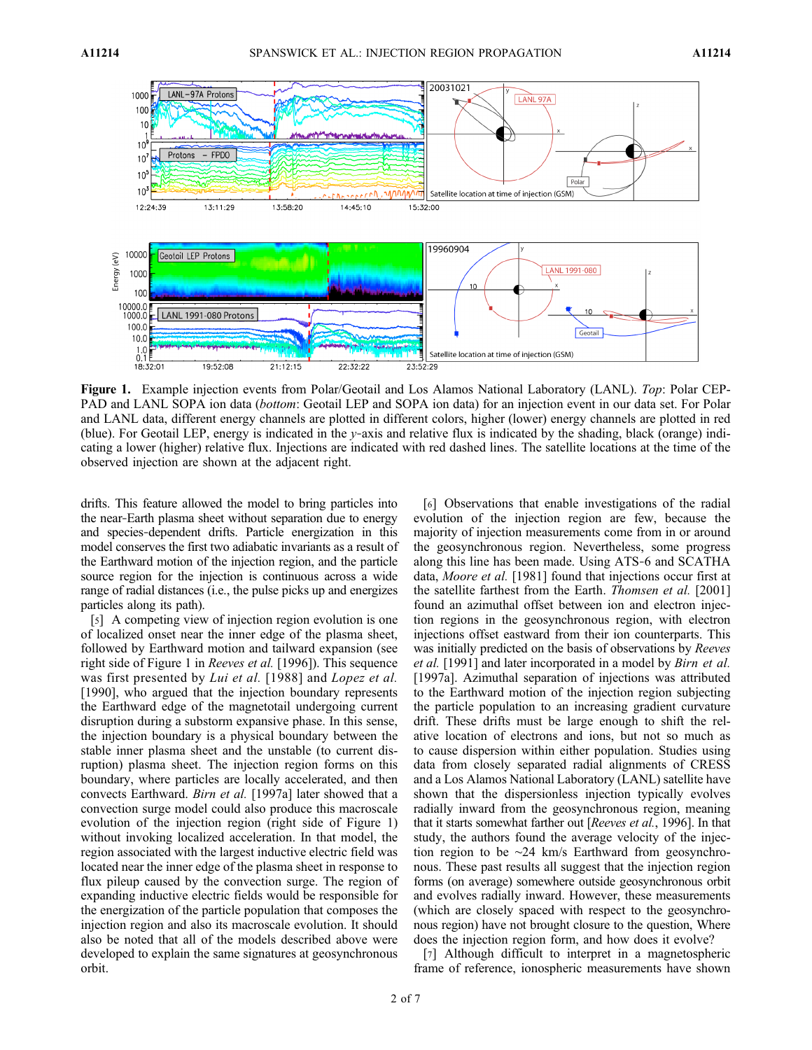**Figure 1.** Example injection events from Polar/Geotail and Los Alamos National Laboratory (LANL). *Top*: Polar CEP-PAD and LANL SOPA ion data (*bottom*: Geotail LEP and SOPA ion data) for an injection event in our data set. For Polar and LANL data, different energy channels are plotted in different colors, higher (lower) energy channels are plotted in red (blue). For Geotail LEP, energy is indicated in the *y*-axis and relative flux is indicated by the shading, black (orange) indicating a lower (higher) relative flux. Injections are indicated with red dashed lines. The satellite locations at the time of the observed injection are shown at the adjacent right.

drifts. This feature allowed the model to bring particles into the near-Earth plasma sheet without separation due to energy and species-dependent drifts. Particle energization in this model conserves the first two adiabatic invariants as a result of the Earthward motion of the injection region, and the particle source region for the injection is continuous across a wide range of radial distances (i.e., the pulse picks up and energizes particles along its path).

[5] A competing view of injection region evolution is one of localized onset near the inner edge of the plasma sheet, followed by Earthward motion and tailward expansion (see right side of Figure 1 in *Reeves et al.* [1996]). This sequence was first presented by *Lui et al.* [1988] and *Lopez et al.* [1990], who argued that the injection boundary represents the Earthward edge of the magnetotail undergoing current disruption during a substorm expansive phase. In this sense, the injection boundary is a physical boundary between the stable inner plasma sheet and the unstable (to current disruption) plasma sheet. The injection region forms on this boundary, where particles are locally accelerated, and then convects Earthward. *Birn et al.* [1997a] later showed that a convection surge model could also produce this macroscale evolution of the injection region (right side of Figure 1) without invoking localized acceleration. In that model, the region associated with the largest inductive electric field was located near the inner edge of the plasma sheet in response to flux pileup caused by the convection surge. The region of expanding inductive electric fields would be responsible for the energization of the particle population that composes the injection region and also its macroscale evolution. It should also be noted that all of the models described above were developed to explain the same signatures at geosynchronous orbit.

[6] Observations that enable investigations of the radial evolution of the injection region are few, because the majority of injection measurements come from in or around the geosynchronous region. Nevertheless, some progress along this line has been made. Using ATS-6 and SCATHA data, *Moore et al.* [1981] found that injections occur first at the satellite farthest from the Earth. *Thomsen et al.* [2001] found an azimuthal offset between ion and electron injection regions in the geosynchronous region, with electron injections offset eastward from their ion counterparts. This was initially predicted on the basis of observations by *Reeves et al.* [1991] and later incorporated in a model by *Birn et al.* [1997a]. Azimuthal separation of injections was attributed to the Earthward motion of the injection region subjecting the particle population to an increasing gradient curvature drift. These drifts must be large enough to shift the relative location of electrons and ions, but not so much as to cause dispersion within either population. Studies using data from closely separated radial alignments of CRESS and a Los Alamos National Laboratory (LANL) satellite have shown that the dispersionless injection typically evolves radially inward from the geosynchronous region, meaning that it starts somewhat farther out [*Reeves et al.*, 1996]. In that study, the authors found the average velocity of the injection region to be ~24 km/s Earthward from geosynchronous. These past results all suggest that the injection region forms (on average) somewhere outside geosynchronous orbit and evolves radially inward. However, these measurements (which are closely spaced with respect to the geosynchronous region) have not brought closure to the question, Where does the injection region form, and how does it evolve?

[7] Although difficult to interpret in a magnetospheric frame of reference, ionospheric measurements have shown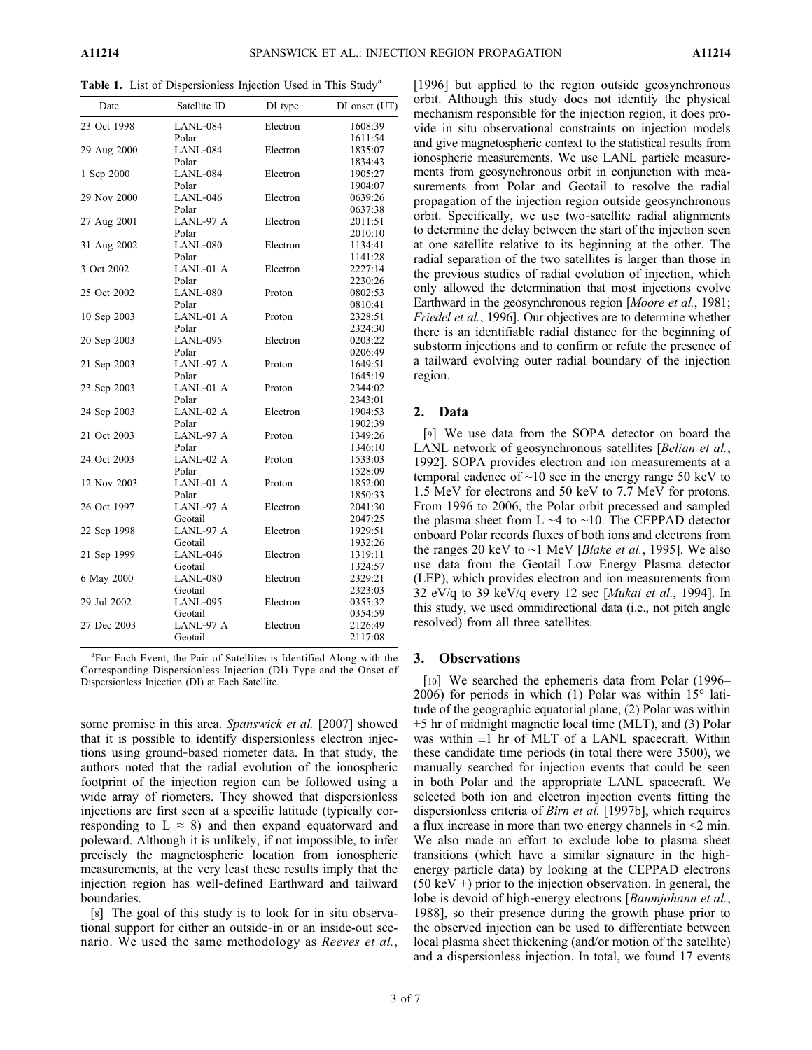**Table 1.** List of Dispersionless Injection Used in This Study[a]

| Date | Satellite ID | DI type | DI onset (UT) |
|---|---|---|---|
| 23 Oct 1998 | LANL-084 | Electron | 1608:39 |
| | Polar | | 1611:54 |
| 29 Aug 2000 | LANL-084 | Electron | 1835:07 |
| | Polar | | 1834:43 |
| 1 Sep 2000 | LANL-084 | Electron | 1905:27 |
| | Polar | | 1904:07 |
| 29 Nov 2000 | LANL-046 | Electron | 0639:26 |
| | Polar | | 0637:38 |
| 27 Aug 2001 | LANL-97 A | Electron | 2011:51 |
| | Polar | | 2010:10 |
| 31 Aug 2002 | LANL-080 | Electron | 1134:41 |
| | Polar | | 1141:28 |
| 3 Oct 2002 | LANL-01 A | Electron | 2227:14 |
| | Polar | | 2230:26 |
| 25 Oct 2002 | LANL-080 | Proton | 0802:53 |
| | Polar | | 0810:41 |
| 10 Sep 2003 | LANL-01 A | Proton | 2328:51 |
| | Polar | | 2324:30 |
| 20 Sep 2003 | LANL-095 | Electron | 0203:22 |
| | Polar | | 0206:49 |
| 21 Sep 2003 | LANL-97 A | Proton | 1649:51 |
| | Polar | | 1645:19 |
| 23 Sep 2003 | LANL-01 A | Proton | 2344:02 |
| | Polar | | 2343:01 |
| 24 Sep 2003 | LANL-02 A | Electron | 1904:53 |
| | Polar | | 1902:39 |
| 21 Oct 2003 | LANL-97 A | Proton | 1349:26 |
| | Polar | | 1346:10 |
| 24 Oct 2003 | LANL-02 A | Proton | 1533:03 |
| | Polar | | 1528:09 |
| 12 Nov 2003 | LANL-01 A | Proton | 1852:00 |
| | Polar | | 1850:33 |
| 26 Oct 1997 | LANL-97 A | Electron | 2041:30 |
| | Geotail | | 2047:25 |
| 22 Sep 1998 | LANL-97 A | Electron | 1929:51 |
| | Geotail | | 1932:26 |
| 21 Sep 1999 | LANL-046 | Electron | 1319:11 |
| | Geotail | | 1324:57 |
| 6 May 2000 | LANL-080 | Electron | 2329:21 |
| | Geotail | | 2323:03 |
| 29 Jul 2002 | LANL-095 | Electron | 0355:32 |
| | Geotail | | 0354:59 |
| 27 Dec 2003 | LANL-97 A | Electron | 2126:49 |
| | Geotail | | 2117:08 |

[a]For Each Event, the Pair of Satellites is Identified Along with the Corresponding Dispersionless Injection (DI) Type and the Onset of Dispersionless Injection (DI) at Each Satellite.

some promise in this area. *Spanswick et al.* [2007] showed that it is possible to identify dispersionless electron injections using ground-based riometer data. In that study, the authors noted that the radial evolution of the ionospheric footprint of the injection region can be followed using a wide array of riometers. They showed that dispersionless injections are first seen at a specific latitude (typically corresponding to L $\approx$ 8) and then expand equatorward and poleward. Although it is unlikely, if not impossible, to infer precisely the magnetospheric location from ionospheric measurements, at the very least these results imply that the injection region has well-defined Earthward and tailward boundaries.

[8] The goal of this study is to look for in situ observational support for either an outside-in or an inside-out scenario. We used the same methodology as *Reeves et al.*, [1996] but applied to the region outside geosynchronous orbit. Although this study does not identify the physical mechanism responsible for the injection region, it does provide in situ observational constraints on injection models and give magnetospheric context to the statistical results from ionospheric measurements. We use LANL particle measurements from geosynchronous orbit in conjunction with measurements from Polar and Geotail to resolve the radial propagation of the injection region outside geosynchronous orbit. Specifically, we use two-satellite radial alignments to determine the delay between the start of the injection seen at one satellite relative to its beginning at the other. The radial separation of the two satellites is larger than those in the previous studies of radial evolution of injection, which only allowed the determination that most injections evolve Earthward in the geosynchronous region [*Moore et al.*, 1981; *Friedel et al.*, 1996]. Our objectives are to determine whether there is an identifiable radial distance for the beginning of substorm injections and to confirm or refute the presence of a tailward evolving outer radial boundary of the injection region.

## 2. Data

[9] We use data from the SOPA detector on board the LANL network of geosynchronous satellites [*Belian et al.*, 1992]. SOPA provides electron and ion measurements at a temporal cadence of ~10 sec in the energy range 50 keV to 1.5 MeV for electrons and 50 keV to 7.7 MeV for protons. From 1996 to 2006, the Polar orbit precessed and sampled the plasma sheet from L ~4 to ~10. The CEPPAD detector onboard Polar records fluxes of both ions and electrons from the ranges 20 keV to ~1 MeV [*Blake et al.*, 1995]. We also use data from the Geotail Low Energy Plasma detector (LEP), which provides electron and ion measurements from 32 eV/q to 39 keV/q every 12 sec [*Mukai et al.*, 1994]. In this study, we used omnidirectional data (i.e., not pitch angle resolved) from all three satellites.

## 3. Observations

[10] We searched the ephemeris data from Polar (1996–2006) for periods in which (1) Polar was within 15° latitude of the geographic equatorial plane, (2) Polar was within ±5 hr of midnight magnetic local time (MLT), and (3) Polar was within ±1 hr of MLT of a LANL spacecraft. Within these candidate time periods (in total there were 3500), we manually searched for injection events that could be seen in both Polar and the appropriate LANL spacecraft. We selected both ion and electron injection events fitting the dispersionless criteria of *Birn et al.* [1997b], which requires a flux increase in more than two energy channels in <2 min. We also made an effort to exclude lobe to plasma sheet transitions (which have a similar signature in the high-energy particle data) by looking at the CEPPAD electrons (50 keV +) prior to the injection observation. In general, the lobe is devoid of high-energy electrons [*Baumjohann et al.*, 1988], so their presence during the growth phase prior to the observed injection can be used to differentiate between local plasma sheet thickening (and/or motion of the satellite) and a dispersionless injection. In total, we found 17 events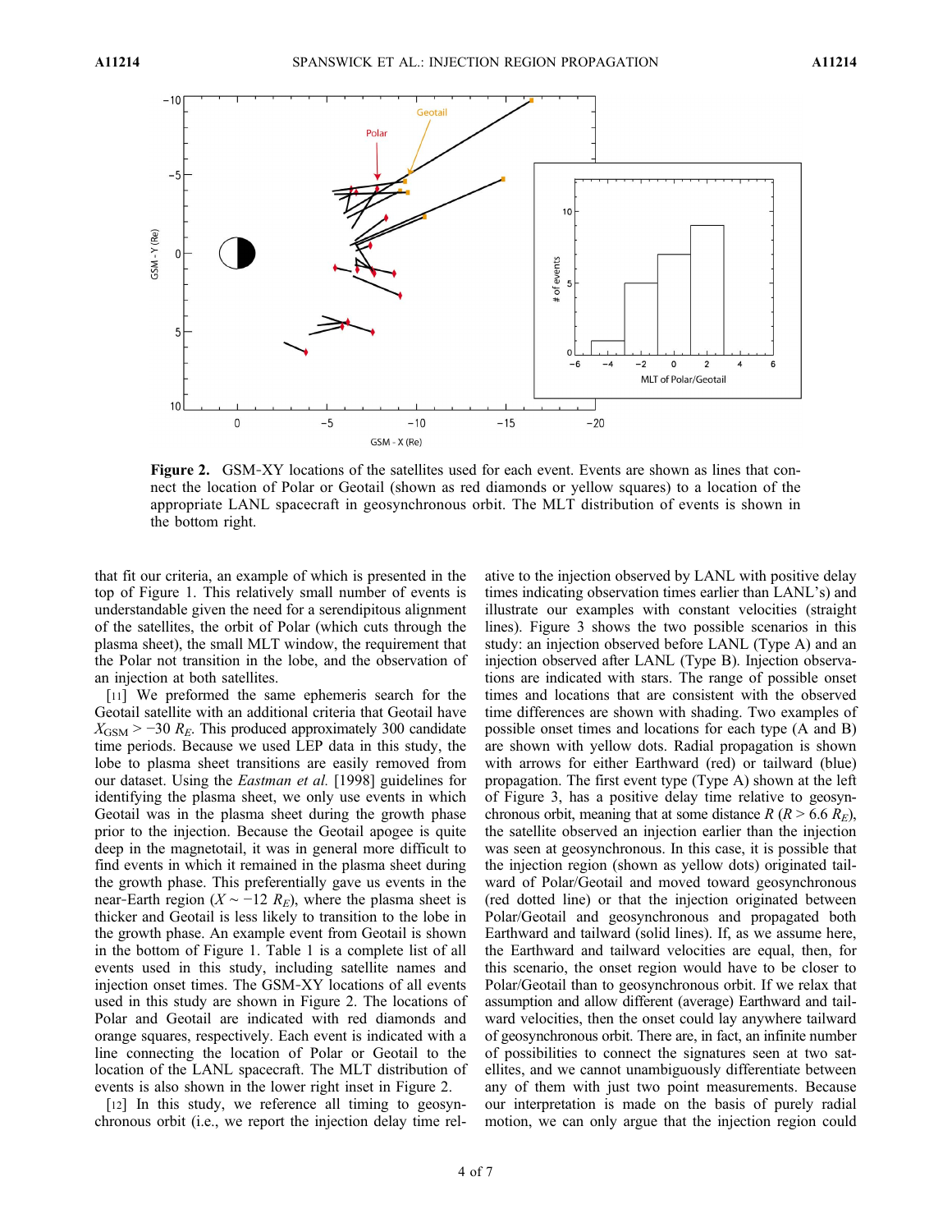Geotail

Polar

GSM - Y (Re)

−10

−5

0

5

10

0

−5

−10

−15

−20

GSM - X (Re)

# of events

10

5

0

−6

−4

−2

0

2

4

6

MLT of Polar/Geotail

**Figure 2.** GSM-XY locations of the satellites used for each event. Events are shown as lines that connect the location of Polar or Geotail (shown as red diamonds or yellow squares) to a location of the appropriate LANL spacecraft in geosynchronous orbit. The MLT distribution of events is shown in the bottom right.

that fit our criteria, an example of which is presented in the top of Figure 1. This relatively small number of events is understandable given the need for a serendipitous alignment of the satellites, the orbit of Polar (which cuts through the plasma sheet), the small MLT window, the requirement that the Polar not transition in the lobe, and the observation of an injection at both satellites.

[11] We preformed the same ephemeris search for the Geotail satellite with an additional criteria that Geotail have $X_{GSM} > -30\ R_E$. This produced approximately 300 candidate time periods. Because we used LEP data in this study, the lobe to plasma sheet transitions are easily removed from our dataset. Using the *Eastman et al.* [1998] guidelines for identifying the plasma sheet, we only use events in which Geotail was in the plasma sheet during the growth phase prior to the injection. Because the Geotail apogee is quite deep in the magnetotail, it was in general more difficult to find events in which it remained in the plasma sheet during the growth phase. This preferentially gave us events in the near-Earth region ($X \sim -12\ R_E$), where the plasma sheet is thicker and Geotail is less likely to transition to the lobe in the growth phase. An example event from Geotail is shown in the bottom of Figure 1. Table 1 is a complete list of all events used in this study, including satellite names and injection onset times. The GSM-XY locations of all events used in this study are shown in Figure 2. The locations of Polar and Geotail are indicated with red diamonds and orange squares, respectively. Each event is indicated with a line connecting the location of Polar or Geotail to the location of the LANL spacecraft. The MLT distribution of events is also shown in the lower right inset in Figure 2.

[12] In this study, we reference all timing to geosynchronous orbit (i.e., we report the injection delay time relative to the injection observed by LANL with positive delay times indicating observation times earlier than LANL's) and illustrate our examples with constant velocities (straight lines). Figure 3 shows the two possible scenarios in this study: an injection observed before LANL (Type A) and an injection observed after LANL (Type B). Injection observations are indicated with stars. The range of possible onset times and locations that are consistent with the observed time differences are shown with shading. Two examples of possible onset times and locations for each type (A and B) are shown with yellow dots. Radial propagation is shown with arrows for either Earthward (red) or tailward (blue) propagation. The first event type (Type A) shown at the left of Figure 3, has a positive delay time relative to geosynchronous orbit, meaning that at some distance $R$ ($R > 6.6\ R_E$), the satellite observed an injection earlier than the injection was seen at geosynchronous. In this case, it is possible that the injection region (shown as yellow dots) originated tailward of Polar/Geotail and moved toward geosynchronous (red dotted line) or that the injection originated between Polar/Geotail and geosynchronous and propagated both Earthward and tailward (solid lines). If, as we assume here, the Earthward and tailward velocities are equal, then, for this scenario, the onset region would have to be closer to Polar/Geotail than to geosynchronous orbit. If we relax that assumption and allow different (average) Earthward and tailward velocities, then the onset could lay anywhere tailward of geosynchronous orbit. There are, in fact, an infinite number of possibilities to connect the signatures seen at two satellites, and we cannot unambiguously differentiate between any of them with just two point measurements. Because our interpretation is made on the basis of purely radial motion, we can only argue that the injection region could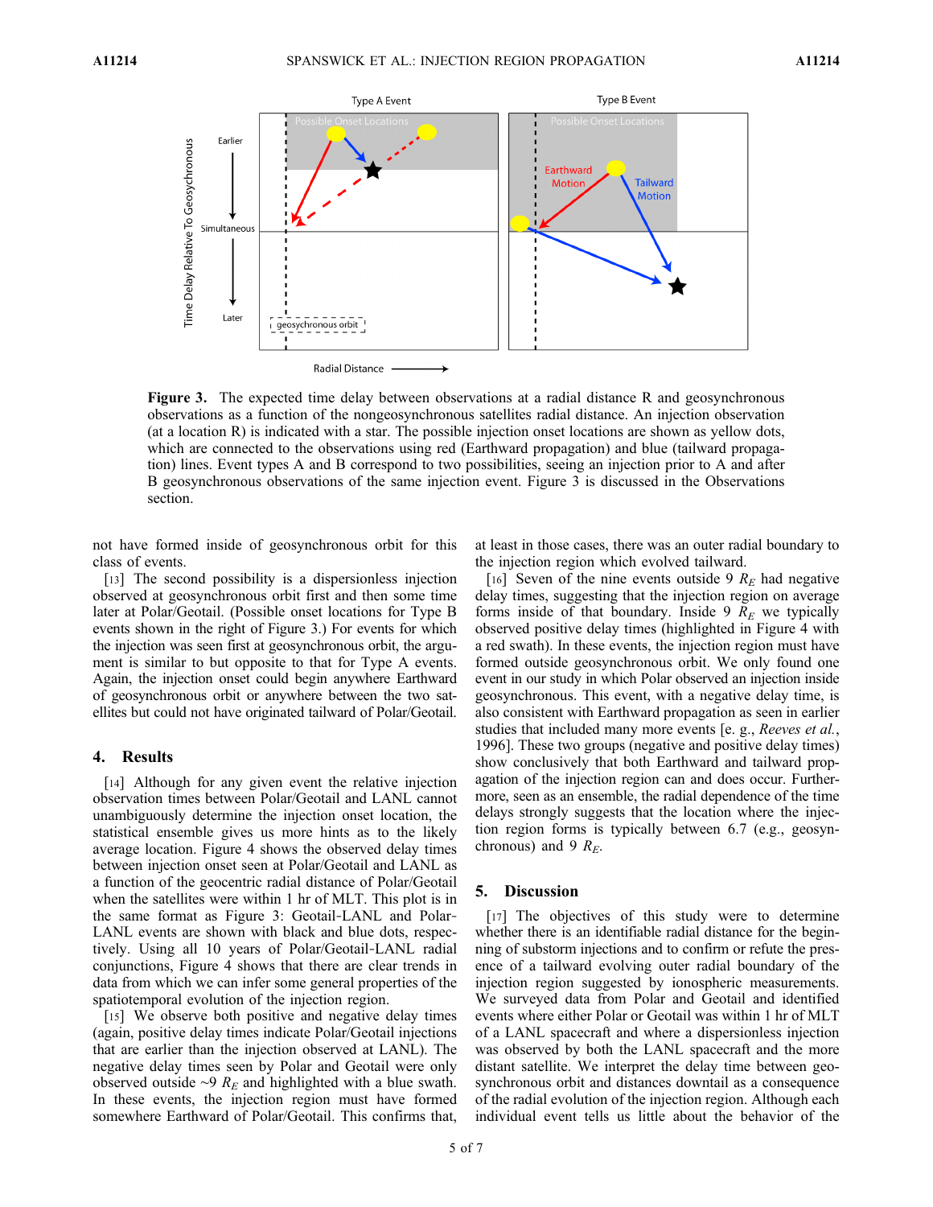Figure 3. The expected time delay between observations at a radial distance R and geosynchronous observations as a function of the nongeosynchronous satellites radial distance. An injection observation (at a location R) is indicated with a star. The possible injection onset locations are shown as yellow dots, which are connected to the observations using red (Earthward propagation) and blue (tailward propagation) lines. Event types A and B correspond to two possibilities, seeing an injection prior to A and after B geosynchronous observations of the same injection event. Figure 3 is discussed in the Observations section.

not have formed inside of geosynchronous orbit for this class of events.

[13] The second possibility is a dispersionless injection observed at geosynchronous orbit first and then some time later at Polar/Geotail. (Possible onset locations for Type B events shown in the right of Figure 3.) For events for which the injection was seen first at geosynchronous orbit, the argument is similar to but opposite to that for Type A events. Again, the injection onset could begin anywhere Earthward of geosynchronous orbit or anywhere between the two satellites but could not have originated tailward of Polar/Geotail.

## 4. Results

[14] Although for any given event the relative injection observation times between Polar/Geotail and LANL cannot unambiguously determine the injection onset location, the statistical ensemble gives us more hints as to the likely average location. Figure 4 shows the observed delay times between injection onset seen at Polar/Geotail and LANL as a function of the geocentric radial distance of Polar/Geotail when the satellites were within 1 hr of MLT. This plot is in the same format as Figure 3: Geotail-LANL and Polar-LANL events are shown with black and blue dots, respectively. Using all 10 years of Polar/Geotail-LANL radial conjunctions, Figure 4 shows that there are clear trends in data from which we can infer some general properties of the spatiotemporal evolution of the injection region.

[15] We observe both positive and negative delay times (again, positive delay times indicate Polar/Geotail injections that are earlier than the injection observed at LANL). The negative delay times seen by Polar and Geotail were only observed outside ~9 $R_E$ and highlighted with a blue swath. In these events, the injection region must have formed somewhere Earthward of Polar/Geotail. This confirms that, at least in those cases, there was an outer radial boundary to the injection region which evolved tailward.

[16] Seven of the nine events outside 9 $R_E$ had negative delay times, suggesting that the injection region on average forms inside of that boundary. Inside 9 $R_E$ we typically observed positive delay times (highlighted in Figure 4 with a red swath). In these events, the injection region must have formed outside geosynchronous orbit. We only found one event in our study in which Polar observed an injection inside geosynchronous. This event, with a negative delay time, is also consistent with Earthward propagation as seen in earlier studies that included many more events [e. g., *Reeves et al.*, 1996]. These two groups (negative and positive delay times) show conclusively that both Earthward and tailward propagation of the injection region can and does occur. Furthermore, seen as an ensemble, the radial dependence of the time delays strongly suggests that the location where the injection region forms is typically between 6.7 (e.g., geosynchronous) and 9 $R_E$.

## 5. Discussion

[17] The objectives of this study were to determine whether there is an identifiable radial distance for the beginning of substorm injections and to confirm or refute the presence of a tailward evolving outer radial boundary of the injection region suggested by ionospheric measurements. We surveyed data from Polar and Geotail and identified events where either Polar or Geotail was within 1 hr of MLT of a LANL spacecraft and where a dispersionless injection was observed by both the LANL spacecraft and the more distant satellite. We interpret the delay time between geosynchronous orbit and distances downtail as a consequence of the radial evolution of the injection region. Although each individual event tells us little about the behavior of the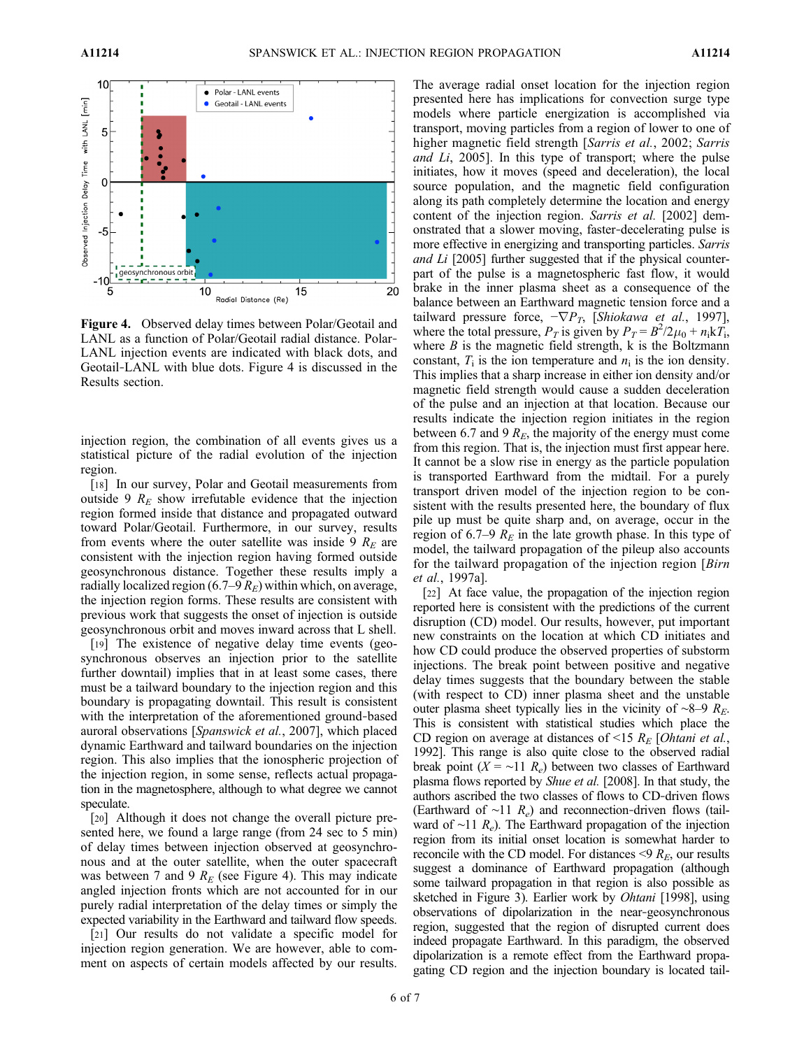**Figure 4.** Observed delay times between Polar/Geotail and LANL as a function of Polar/Geotail radial distance. Polar-LANL injection events are indicated with black dots, and Geotail-LANL with blue dots. Figure 4 is discussed in the Results section.

injection region, the combination of all events gives us a statistical picture of the radial evolution of the injection region.

[18] In our survey, Polar and Geotail measurements from outside 9 $R_E$ show irrefutable evidence that the injection region formed inside that distance and propagated outward toward Polar/Geotail. Furthermore, in our survey, results from events where the outer satellite was inside 9 $R_E$ are consistent with the injection region having formed outside geosynchronous distance. Together these results imply a radially localized region (6.7–9 $R_E$) within which, on average, the injection region forms. These results are consistent with previous work that suggests the onset of injection is outside geosynchronous orbit and moves inward across that L shell.

[19] The existence of negative delay time events (geosynchronous observes an injection prior to the satellite further downtail) implies that in at least some cases, there must be a tailward boundary to the injection region and this boundary is propagating downtail. This result is consistent with the interpretation of the aforementioned ground-based auroral observations [*Spanswick et al.*, 2007], which placed dynamic Earthward and tailward boundaries on the injection region. This also implies that the ionospheric projection of the injection region, in some sense, reflects actual propagation in the magnetosphere, although to what degree we cannot speculate.

[20] Although it does not change the overall picture presented here, we found a large range (from 24 sec to 5 min) of delay times between injection observed at geosynchronous and at the outer satellite, when the outer spacecraft was between 7 and 9 $R_E$ (see Figure 4). This may indicate angled injection fronts which are not accounted for in our purely radial interpretation of the delay times or simply the expected variability in the Earthward and tailward flow speeds.

[21] Our results do not validate a specific model for injection region generation. We are however, able to comment on aspects of certain models affected by our results. The average radial onset location for the injection region presented here has implications for convection surge type models where particle energization is accomplished via transport, moving particles from a region of lower to one of higher magnetic field strength [*Sarris et al.*, 2002; *Sarris and Li*, 2005]. In this type of transport; where the pulse initiates, how it moves (speed and deceleration), the local source population, and the magnetic field configuration along its path completely determine the location and energy content of the injection region. *Sarris et al.* [2002] demonstrated that a slower moving, faster-decelerating pulse is more effective in energizing and transporting particles. *Sarris and Li* [2005] further suggested that if the physical counterpart of the pulse is a magnetospheric fast flow, it would brake in the inner plasma sheet as a consequence of the balance between an Earthward magnetic tension force and a tailward pressure force, $-\nabla P_T$, [*Shiokawa et al.*, 1997], where the total pressure, $P_T$ is given by $P_T = B^2/2\mu_0 + n_i k T_i$, where $B$ is the magnetic field strength, k is the Boltzmann constant, $T_i$ is the ion temperature and $n_i$ is the ion density. This implies that a sharp increase in either ion density and/or magnetic field strength would cause a sudden deceleration of the pulse and an injection at that location. Because our results indicate the injection region initiates in the region between 6.7 and 9 $R_E$, the majority of the energy must come from this region. That is, the injection must first appear here. It cannot be a slow rise in energy as the particle population is transported Earthward from the midtail. For a purely transport driven model of the injection region to be consistent with the results presented here, the boundary of flux pile up must be quite sharp and, on average, occur in the region of 6.7–9 $R_E$ in the late growth phase. In this type of model, the tailward propagation of the pileup also accounts for the tailward propagation of the injection region [*Birn et al.*, 1997a].

[22] At face value, the propagation of the injection region reported here is consistent with the predictions of the current disruption (CD) model. Our results, however, put important new constraints on the location at which CD initiates and how CD could produce the observed properties of substorm injections. The break point between positive and negative delay times suggests that the boundary between the stable (with respect to CD) inner plasma sheet and the unstable outer plasma sheet typically lies in the vicinity of ~8–9 $R_E$. This is consistent with statistical studies which place the CD region on average at distances of <15 $R_E$ [*Ohtani et al.*, 1992]. This range is also quite close to the observed radial break point ($X$ = ~11 $R_e$) between two classes of Earthward plasma flows reported by *Shue et al.* [2008]. In that study, the authors ascribed the two classes of flows to CD-driven flows (Earthward of ~11 $R_e$) and reconnection-driven flows (tailward of ~11 $R_e$). The Earthward propagation of the injection region from its initial onset location is somewhat harder to reconcile with the CD model. For distances <9 $R_E$, our results suggest a dominance of Earthward propagation (although some tailward propagation in that region is also possible as sketched in Figure 3). Earlier work by *Ohtani* [1998], using observations of dipolarization in the near-geosynchronous region, suggested that the region of disrupted current does indeed propagate Earthward. In this paradigm, the observed dipolarization is a remote effect from the Earthward propagating CD region and the injection boundary is located tail-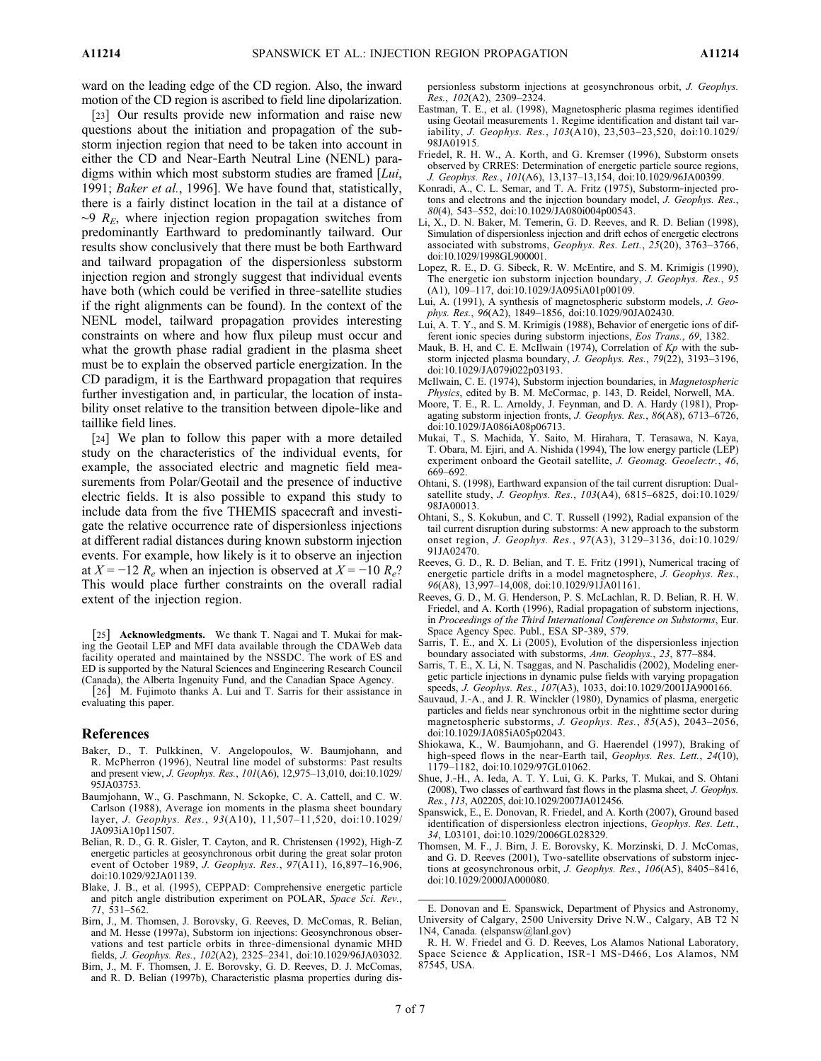ward on the leading edge of the CD region. Also, the inward motion of the CD region is ascribed to field line dipolarization.

[23] Our results provide new information and raise new questions about the initiation and propagation of the substorm injection region that need to be taken into account in either the CD and Near-Earth Neutral Line (NENL) paradigms within which most substorm studies are framed [*Lui*, 1991; *Baker et al.*, 1996]. We have found that, statistically, there is a fairly distinct location in the tail at a distance of ~9 $R_E$, where injection region propagation switches from predominantly Earthward to predominantly tailward. Our results show conclusively that there must be both Earthward and tailward propagation of the dispersionless substorm injection region and strongly suggest that individual events have both (which could be verified in three-satellite studies if the right alignments can be found). In the context of the NENL model, tailward propagation provides interesting constraints on where and how flux pileup must occur and what the growth phase radial gradient in the plasma sheet must be to explain the observed particle energization. In the CD paradigm, it is the Earthward propagation that requires further investigation and, in particular, the location of instability onset relative to the transition between dipole-like and taillike field lines.

[24] We plan to follow this paper with a more detailed study on the characteristics of the individual events, for example, the associated electric and magnetic field measurements from Polar/Geotail and the presence of inductive electric fields. It is also possible to expand this study to include data from the five THEMIS spacecraft and investigate the relative occurrence rate of dispersionless injections at different radial distances during known substorm injection events. For example, how likely is it to observe an injection at $X = -12\ R_e$ when an injection is observed at $X = -10\ R_e$? This would place further constraints on the overall radial extent of the injection region.

[25] **Acknowledgments.** We thank T. Nagai and T. Mukai for making the Geotail LEP and MFI data available through the CDAWeb data facility operated and maintained by the NSSDC. The work of ES and ED is supported by the Natural Sciences and Engineering Research Council (Canada), the Alberta Ingenuity Fund, and the Canadian Space Agency.

[26] M. Fujimoto thanks A. Lui and T. Sarris for their assistance in evaluating this paper.

## References

Baker, D., T. Pulkkinen, V. Angelopoulos, W. Baumjohann, and R. McPherron (1996), Neutral line model of substorms: Past results and present view, *J. Geophys. Res.*, *101*(A6), 12,975–13,010, doi:10.1029/95JA03753.

Baumjohann, W., G. Paschmann, N. Sckopke, C. A. Cattell, and C. W. Carlson (1988), Average ion moments in the plasma sheet boundary layer, *J. Geophys. Res.*, *93*(A10), 11,507–11,520, doi:10.1029/JA093iA10p11507.

Belian, R. D., G. R. Gisler, T. Cayton, and R. Christensen (1992), High-Z energetic particles at geosynchronous orbit during the great solar proton event of October 1989, *J. Geophys. Res.*, *97*(A11), 16,897–16,906, doi:10.1029/92JA01139.

Blake, J. B., et al. (1995), CEPPAD: Comprehensive energetic particle and pitch angle distribution experiment on POLAR, *Space Sci. Rev.*, *71*, 531–562.

Birn, J., M. Thomsen, J. Borovsky, G. Reeves, D. McComas, R. Belian, and M. Hesse (1997a), Substorm ion injections: Geosynchronous observations and test particle orbits in three-dimensional dynamic MHD fields, *J. Geophys. Res.*, *102*(A2), 2325–2341, doi:10.1029/96JA03032.

Birn, J., M. F. Thomsen, J. E. Borovsky, G. D. Reeves, D. J. McComas, and R. D. Belian (1997b), Characteristic plasma properties during dispersionless substorm injections at geosynchronous orbit, *J. Geophys. Res.*, *102*(A2), 2309–2324.

Eastman, T. E., et al. (1998), Magnetospheric plasma regimes identified using Geotail measurements 1. Regime identification and distant tail variability, *J. Geophys. Res.*, *103*(A10), 23,503–23,520, doi:10.1029/98JA01915.

Friedel, R. H. W., A. Korth, and G. Kremser (1996), Substorm onsets observed by CRRES: Determination of energetic particle source regions, *J. Geophys. Res.*, *101*(A6), 13,137–13,154, doi:10.1029/96JA00399.

Konradi, A., C. L. Semar, and T. A. Fritz (1975), Substorm-injected protons and electrons and the injection boundary model, *J. Geophys. Res.*, *80*(4), 543–552, doi:10.1029/JA080i004p00543.

Li, X., D. N. Baker, M. Temerin, G. D. Reeves, and R. D. Belian (1998), Simulation of dispersionless injection and drift echos of energetic electrons associated with substroms, *Geophys. Res. Lett.*, *25*(20), 3763–3766, doi:10.1029/1998GL900001.

Lopez, R. E., D. G. Sibeck, R. W. McEntire, and S. M. Krimigis (1990), The energetic ion substorm injection boundary, *J. Geophys. Res.*, *95* (A1), 109–117, doi:10.1029/JA095iA01p00109.

Lui, A. (1991), A synthesis of magnetospheric substorm models, *J. Geophys. Res.*, *96*(A2), 1849–1856, doi:10.1029/90JA02430.

Lui, A. T. Y., and S. M. Krimigis (1988), Behavior of energetic ions of different ionic species during substorm injections, *Eos Trans.*, *69*, 1382.

Mauk, B. H, and C. E. McIlwain (1974), Correlation of *Kp* with the substorm injected plasma boundary, *J. Geophys. Res.*, *79*(22), 3193–3196, doi:10.1029/JA079i022p03193.

McIlwain, C. E. (1974), Substorm injection boundaries, in *Magnetospheric Physics*, edited by B. M. McCormac, p. 143, D. Reidel, Norwell, MA.

Moore, T. E., R. L. Arnoldy, J. Feynman, and D. A. Hardy (1981), Propagating substorm injection fronts, *J. Geophys. Res.*, *86*(A8), 6713–6726, doi:10.1029/JA086iA08p06713.

Mukai, T., S. Machida, Y. Saito, M. Hirahara, T. Terasawa, N. Kaya, T. Obara, M. Ejiri, and A. Nishida (1994), The low energy particle (LEP) experiment onboard the Geotail satellite, *J. Geomag. Geoelectr.*, *46*, 669–692.

Ohtani, S. (1998), Earthward expansion of the tail current disruption: Dual-satellite study, *J. Geophys. Res.*, *103*(A4), 6815–6825, doi:10.1029/98JA00013.

Ohtani, S., S. Kokubun, and C. T. Russell (1992), Radial expansion of the tail current disruption during substorms: A new approach to the substorm onset region, *J. Geophys. Res.*, *97*(A3), 3129–3136, doi:10.1029/91JA02470.

Reeves, G. D., R. D. Belian, and T. E. Fritz (1991), Numerical tracing of energetic particle drifts in a model magnetosphere, *J. Geophys. Res.*, *96*(A8), 13,997–14,008, doi:10.1029/91JA01161.

Reeves, G. D., M. G. Henderson, P. S. McLachlan, R. D. Belian, R. H. W. Friedel, and A. Korth (1996), Radial propagation of substorm injections, in *Proceedings of the Third International Conference on Substorms*, Eur. Space Agency Spec. Publ., ESA SP-389, 579.

Sarris, T. E., and X. Li (2005), Evolution of the dispersionless injection boundary associated with substorms, *Ann. Geophys.*, *23*, 877–884.

Sarris, T. E., X. Li, N. Tsaggas, and N. Paschalidis (2002), Modeling energetic particle injections in dynamic pulse fields with varying propagation speeds, *J. Geophys. Res.*, *107*(A3), 1033, doi:10.1029/2001JA900166.

Sauvaud, J.-A., and J. R. Winckler (1980), Dynamics of plasma, energetic particles and fields near synchronous orbit in the nighttime sector during magnetospheric substorms, *J. Geophys. Res.*, *85*(A5), 2043–2056, doi:10.1029/JA085iA05p02043.

Shiokawa, K., W. Baumjohann, and G. Haerendel (1997), Braking of high-speed flows in the near-Earth tail, *Geophys. Res. Lett.*, *24*(10), 1179–1182, doi:10.1029/97GL01062.

Shue, J.-H., A. Ieda, A. T. Y. Lui, G. K. Parks, T. Mukai, and S. Ohtani (2008), Two classes of earthward fast flows in the plasma sheet, *J. Geophys. Res.*, *113*, A02205, doi:10.1029/2007JA012456.

Spanswick, E., E. Donovan, R. Friedel, and A. Korth (2007), Ground based identification of dispersionless electron injections, *Geophys. Res. Lett.*, *34*, L03101, doi:10.1029/2006GL028329.

Thomsen, M. F., J. Birn, J. E. Borovsky, K. Morzinski, D. J. McComas, and G. D. Reeves (2001), Two-satellite observations of substorm injections at geosynchronous orbit, *J. Geophys. Res.*, *106*(A5), 8405–8416, doi:10.1029/2000JA000080.

---

E. Donovan and E. Spanswick, Department of Physics and Astronomy, University of Calgary, 2500 University Drive N.W., Calgary, AB T2 N 1N4, Canada. (elspansw@lanl.gov)

R. H. W. Friedel and G. D. Reeves, Los Alamos National Laboratory, Space Science & Application, ISR-1 MS-D466, Los Alamos, NM 87545, USA.